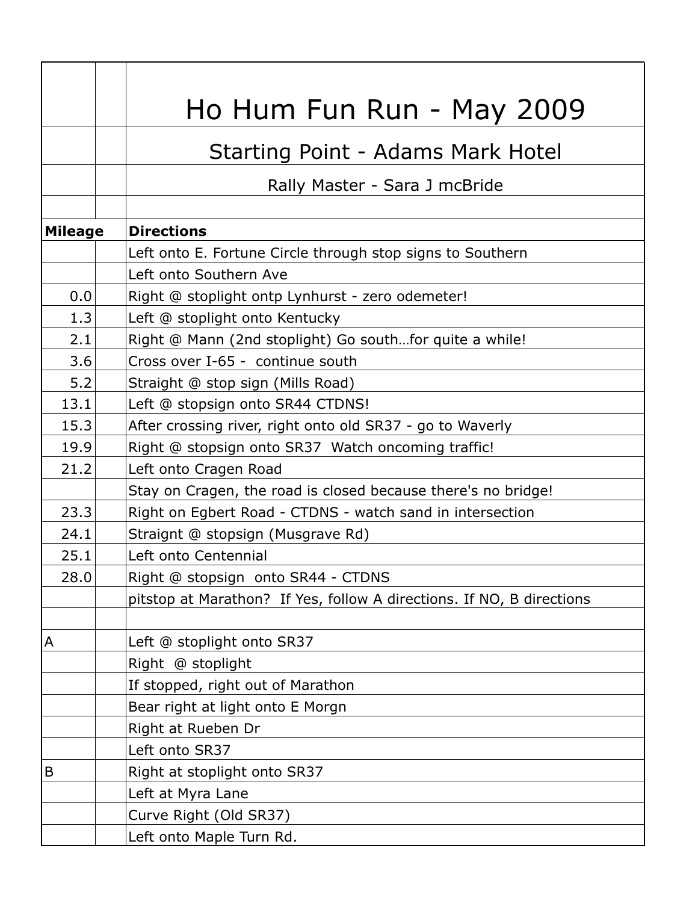# Ho Hum Fun Run - May 2009

## Starting Point - Adams Mark Hotel

Rally Master - Sara J mcBride

| Mileage | | Directions |
|---|---|---|
| | | Left onto E. Fortune Circle through stop signs to Southern |
| | | Left onto Southern Ave |
| 0.0 | | Right @ stoplight ontp Lynhurst - zero odemeter! |
| 1.3 | | Left @ stoplight onto Kentucky |
| 2.1 | | Right @ Mann (2nd stoplight) Go south…for quite a while! |
| 3.6 | | Cross over I-65 - continue south |
| 5.2 | | Straight @ stop sign (Mills Road) |
| 13.1 | | Left @ stopsign onto SR44 CTDNS! |
| 15.3 | | After crossing river, right onto old SR37 - go to Waverly |
| 19.9 | | Right @ stopsign onto SR37 Watch oncoming traffic! |
| 21.2 | | Left onto Cragen Road |
| | | Stay on Cragen, the road is closed because there's no bridge! |
| 23.3 | | Right on Egbert Road - CTDNS - watch sand in intersection |
| 24.1 | | Straignt @ stopsign (Musgrave Rd) |
| 25.1 | | Left onto Centennial |
| 28.0 | | Right @ stopsign onto SR44 - CTDNS |
| | | pitstop at Marathon? If Yes, follow A directions. If NO, B directions |
| | | |
| A | | Left @ stoplight onto SR37 |
| | | Right @ stoplight |
| | | If stopped, right out of Marathon |
| | | Bear right at light onto E Morgn |
| | | Right at Rueben Dr |
| | | Left onto SR37 |
| B | | Right at stoplight onto SR37 |
| | | Left at Myra Lane |
| | | Curve Right (Old SR37) |
| | | Left onto Maple Turn Rd. |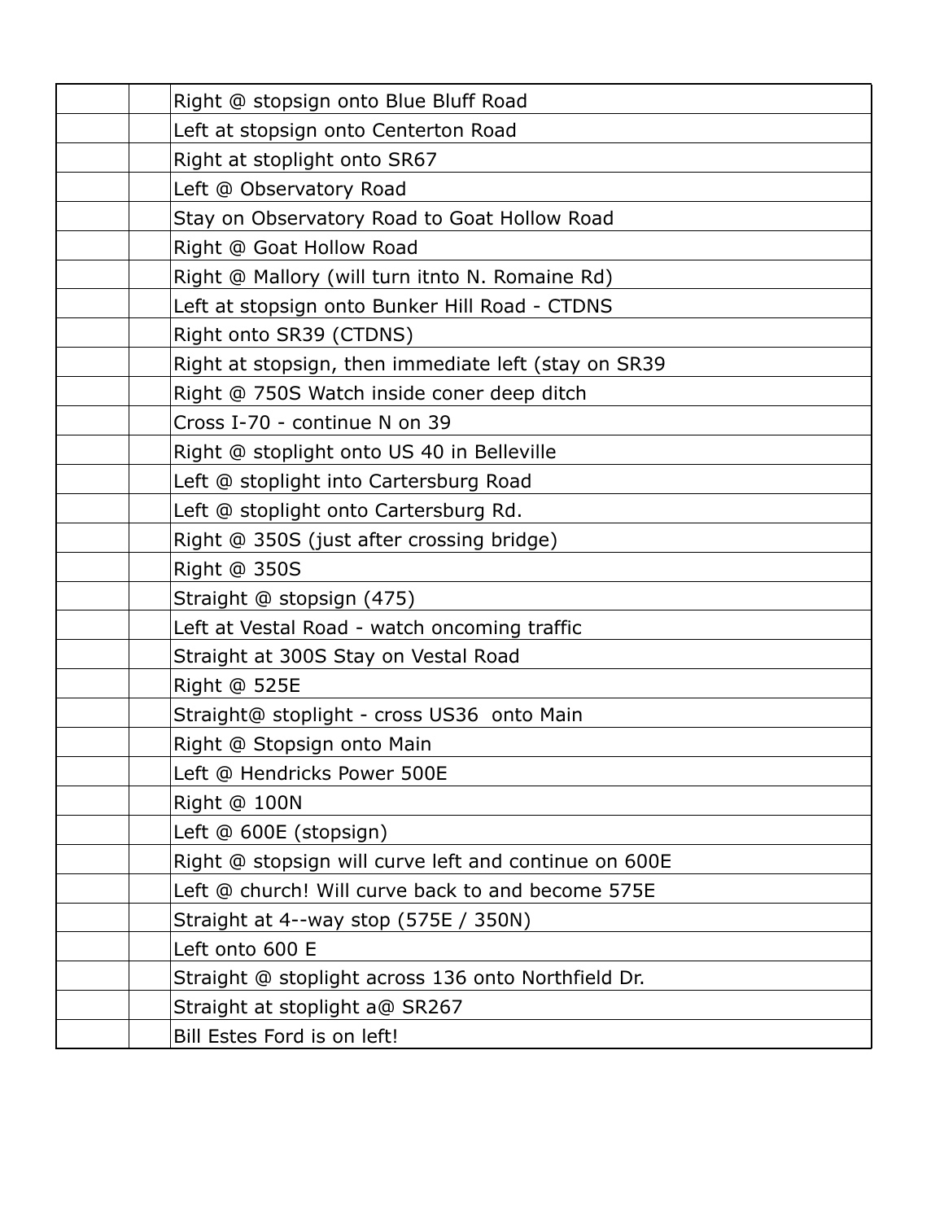| | | |
|---|---|---|
| | | Right @ stopsign onto Blue Bluff Road |
| | | Left at stopsign onto Centerton Road |
| | | Right at stoplight onto SR67 |
| | | Left @ Observatory Road |
| | | Stay on Observatory Road to Goat Hollow Road |
| | | Right @ Goat Hollow Road |
| | | Right @ Mallory (will turn itnto N. Romaine Rd) |
| | | Left at stopsign onto Bunker Hill Road - CTDNS |
| | | Right onto SR39 (CTDNS) |
| | | Right at stopsign, then immediate left (stay on SR39 |
| | | Right @ 750S Watch inside coner deep ditch |
| | | Cross I-70 - continue N on 39 |
| | | Right @ stoplight onto US 40 in Belleville |
| | | Left @ stoplight into Cartersburg Road |
| | | Left @ stoplight onto Cartersburg Rd. |
| | | Right @ 350S (just after crossing bridge) |
| | | Right @ 350S |
| | | Straight @ stopsign (475) |
| | | Left at Vestal Road - watch oncoming traffic |
| | | Straight at 300S Stay on Vestal Road |
| | | Right @ 525E |
| | | Straight@ stoplight - cross US36 onto Main |
| | | Right @ Stopsign onto Main |
| | | Left @ Hendricks Power 500E |
| | | Right @ 100N |
| | | Left @ 600E (stopsign) |
| | | Right @ stopsign will curve left and continue on 600E |
| | | Left @ church! Will curve back to and become 575E |
| | | Straight at 4--way stop (575E / 350N) |
| | | Left onto 600 E |
| | | Straight @ stoplight across 136 onto Northfield Dr. |
| | | Straight at stoplight a@ SR267 |
| | | Bill Estes Ford is on left! |